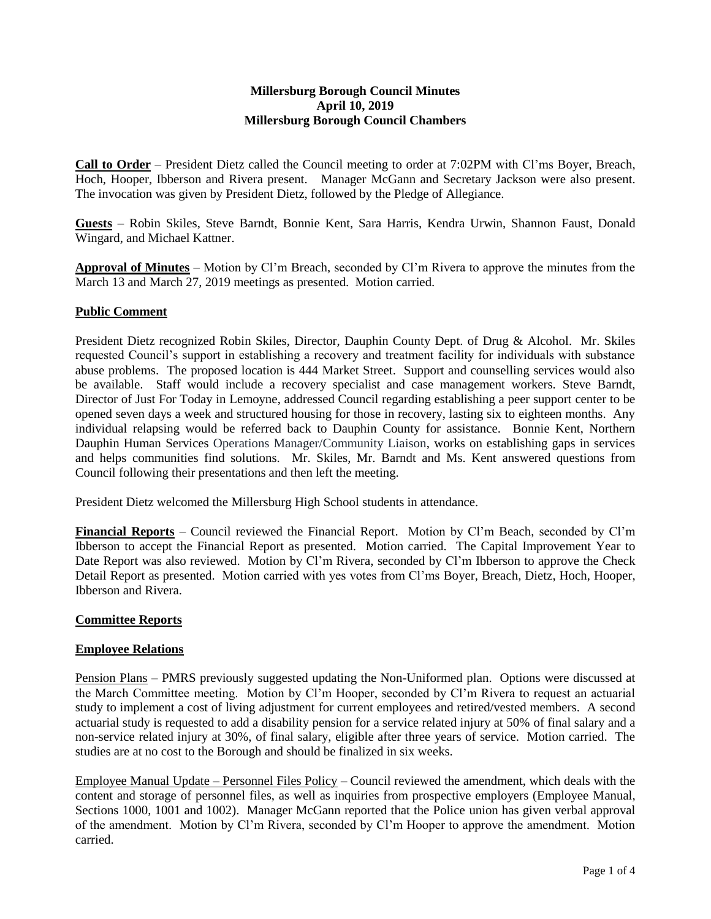**Millersburg Borough Council Minutes**
**April 10, 2019**
**Millersburg Borough Council Chambers**

**Call to Order** – President Dietz called the Council meeting to order at 7:02PM with Cl'ms Boyer, Breach, Hoch, Hooper, Ibberson and Rivera present. Manager McGann and Secretary Jackson were also present. The invocation was given by President Dietz, followed by the Pledge of Allegiance.

**Guests** – Robin Skiles, Steve Barndt, Bonnie Kent, Sara Harris, Kendra Urwin, Shannon Faust, Donald Wingard, and Michael Kattner.

**Approval of Minutes** – Motion by Cl'm Breach, seconded by Cl'm Rivera to approve the minutes from the March 13 and March 27, 2019 meetings as presented. Motion carried.

**Public Comment**

President Dietz recognized Robin Skiles, Director, Dauphin County Dept. of Drug & Alcohol. Mr. Skiles requested Council's support in establishing a recovery and treatment facility for individuals with substance abuse problems. The proposed location is 444 Market Street. Support and counselling services would also be available. Staff would include a recovery specialist and case management workers. Steve Barndt, Director of Just For Today in Lemoyne, addressed Council regarding establishing a peer support center to be opened seven days a week and structured housing for those in recovery, lasting six to eighteen months. Any individual relapsing would be referred back to Dauphin County for assistance. Bonnie Kent, Northern Dauphin Human Services Operations Manager/Community Liaison, works on establishing gaps in services and helps communities find solutions. Mr. Skiles, Mr. Barndt and Ms. Kent answered questions from Council following their presentations and then left the meeting.

President Dietz welcomed the Millersburg High School students in attendance.

**Financial Reports** – Council reviewed the Financial Report. Motion by Cl'm Beach, seconded by Cl'm Ibberson to accept the Financial Report as presented. Motion carried. The Capital Improvement Year to Date Report was also reviewed. Motion by Cl'm Rivera, seconded by Cl'm Ibberson to approve the Check Detail Report as presented. Motion carried with yes votes from Cl'ms Boyer, Breach, Dietz, Hoch, Hooper, Ibberson and Rivera.

**Committee Reports**

**Employee Relations**

Pension Plans – PMRS previously suggested updating the Non-Uniformed plan. Options were discussed at the March Committee meeting. Motion by Cl'm Hooper, seconded by Cl'm Rivera to request an actuarial study to implement a cost of living adjustment for current employees and retired/vested members. A second actuarial study is requested to add a disability pension for a service related injury at 50% of final salary and a non-service related injury at 30%, of final salary, eligible after three years of service. Motion carried. The studies are at no cost to the Borough and should be finalized in six weeks.

Employee Manual Update – Personnel Files Policy – Council reviewed the amendment, which deals with the content and storage of personnel files, as well as inquiries from prospective employers (Employee Manual, Sections 1000, 1001 and 1002). Manager McGann reported that the Police union has given verbal approval of the amendment. Motion by Cl'm Rivera, seconded by Cl'm Hooper to approve the amendment. Motion carried.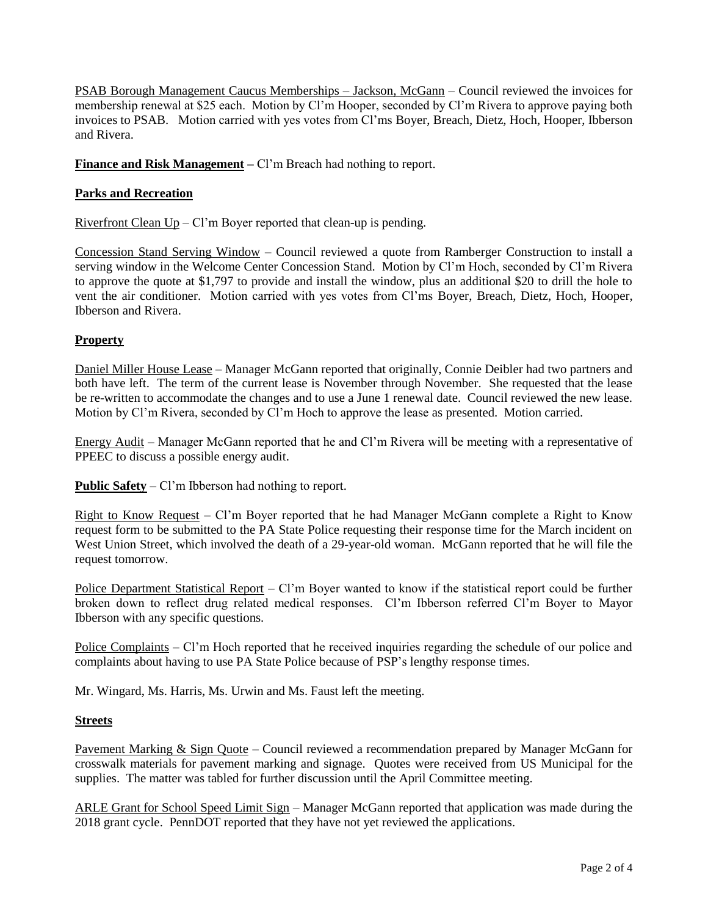PSAB Borough Management Caucus Memberships – Jackson, McGann – Council reviewed the invoices for membership renewal at $25 each. Motion by Cl'm Hooper, seconded by Cl'm Rivera to approve paying both invoices to PSAB. Motion carried with yes votes from Cl'ms Boyer, Breach, Dietz, Hoch, Hooper, Ibberson and Rivera.

**Finance and Risk Management –** Cl'm Breach had nothing to report.

**Parks and Recreation**

Riverfront Clean Up – Cl'm Boyer reported that clean-up is pending.

Concession Stand Serving Window – Council reviewed a quote from Ramberger Construction to install a serving window in the Welcome Center Concession Stand. Motion by Cl'm Hoch, seconded by Cl'm Rivera to approve the quote at $1,797 to provide and install the window, plus an additional $20 to drill the hole to vent the air conditioner. Motion carried with yes votes from Cl'ms Boyer, Breach, Dietz, Hoch, Hooper, Ibberson and Rivera.

**Property**

Daniel Miller House Lease – Manager McGann reported that originally, Connie Deibler had two partners and both have left. The term of the current lease is November through November. She requested that the lease be re-written to accommodate the changes and to use a June 1 renewal date. Council reviewed the new lease. Motion by Cl'm Rivera, seconded by Cl'm Hoch to approve the lease as presented. Motion carried.

Energy Audit – Manager McGann reported that he and Cl'm Rivera will be meeting with a representative of PPEEC to discuss a possible energy audit.

**Public Safety** – Cl'm Ibberson had nothing to report.

Right to Know Request – Cl'm Boyer reported that he had Manager McGann complete a Right to Know request form to be submitted to the PA State Police requesting their response time for the March incident on West Union Street, which involved the death of a 29-year-old woman. McGann reported that he will file the request tomorrow.

Police Department Statistical Report – Cl'm Boyer wanted to know if the statistical report could be further broken down to reflect drug related medical responses. Cl'm Ibberson referred Cl'm Boyer to Mayor Ibberson with any specific questions.

Police Complaints – Cl'm Hoch reported that he received inquiries regarding the schedule of our police and complaints about having to use PA State Police because of PSP's lengthy response times.

Mr. Wingard, Ms. Harris, Ms. Urwin and Ms. Faust left the meeting.

**Streets**

Pavement Marking & Sign Quote – Council reviewed a recommendation prepared by Manager McGann for crosswalk materials for pavement marking and signage. Quotes were received from US Municipal for the supplies. The matter was tabled for further discussion until the April Committee meeting.

ARLE Grant for School Speed Limit Sign – Manager McGann reported that application was made during the 2018 grant cycle. PennDOT reported that they have not yet reviewed the applications.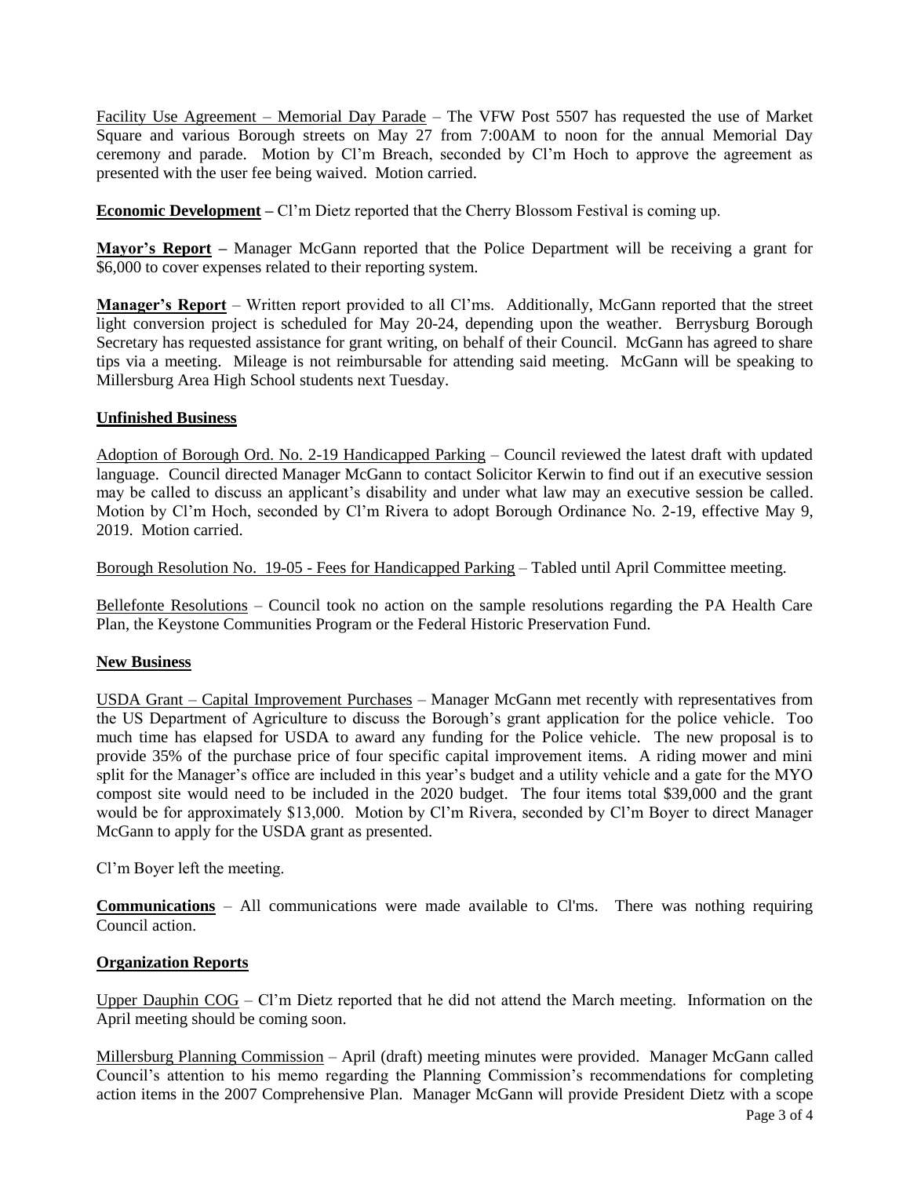Facility Use Agreement – Memorial Day Parade – The VFW Post 5507 has requested the use of Market Square and various Borough streets on May 27 from 7:00AM to noon for the annual Memorial Day ceremony and parade. Motion by Cl'm Breach, seconded by Cl'm Hoch to approve the agreement as presented with the user fee being waived. Motion carried.

**Economic Development –** Cl'm Dietz reported that the Cherry Blossom Festival is coming up.

**Mayor's Report –** Manager McGann reported that the Police Department will be receiving a grant for $6,000 to cover expenses related to their reporting system.

**Manager's Report** – Written report provided to all Cl'ms. Additionally, McGann reported that the street light conversion project is scheduled for May 20-24, depending upon the weather. Berrysburg Borough Secretary has requested assistance for grant writing, on behalf of their Council. McGann has agreed to share tips via a meeting. Mileage is not reimbursable for attending said meeting. McGann will be speaking to Millersburg Area High School students next Tuesday.

**Unfinished Business**

Adoption of Borough Ord. No. 2-19 Handicapped Parking – Council reviewed the latest draft with updated language. Council directed Manager McGann to contact Solicitor Kerwin to find out if an executive session may be called to discuss an applicant's disability and under what law may an executive session be called. Motion by Cl'm Hoch, seconded by Cl'm Rivera to adopt Borough Ordinance No. 2-19, effective May 9, 2019. Motion carried.

Borough Resolution No. 19-05 - Fees for Handicapped Parking – Tabled until April Committee meeting.

Bellefonte Resolutions – Council took no action on the sample resolutions regarding the PA Health Care Plan, the Keystone Communities Program or the Federal Historic Preservation Fund.

**New Business**

USDA Grant – Capital Improvement Purchases – Manager McGann met recently with representatives from the US Department of Agriculture to discuss the Borough's grant application for the police vehicle. Too much time has elapsed for USDA to award any funding for the Police vehicle. The new proposal is to provide 35% of the purchase price of four specific capital improvement items. A riding mower and mini split for the Manager's office are included in this year's budget and a utility vehicle and a gate for the MYO compost site would need to be included in the 2020 budget. The four items total $39,000 and the grant would be for approximately $13,000. Motion by Cl'm Rivera, seconded by Cl'm Boyer to direct Manager McGann to apply for the USDA grant as presented.

Cl'm Boyer left the meeting.

**Communications** – All communications were made available to Cl'ms. There was nothing requiring Council action.

**Organization Reports**

Upper Dauphin COG – Cl'm Dietz reported that he did not attend the March meeting. Information on the April meeting should be coming soon.

Millersburg Planning Commission – April (draft) meeting minutes were provided. Manager McGann called Council's attention to his memo regarding the Planning Commission's recommendations for completing action items in the 2007 Comprehensive Plan. Manager McGann will provide President Dietz with a scope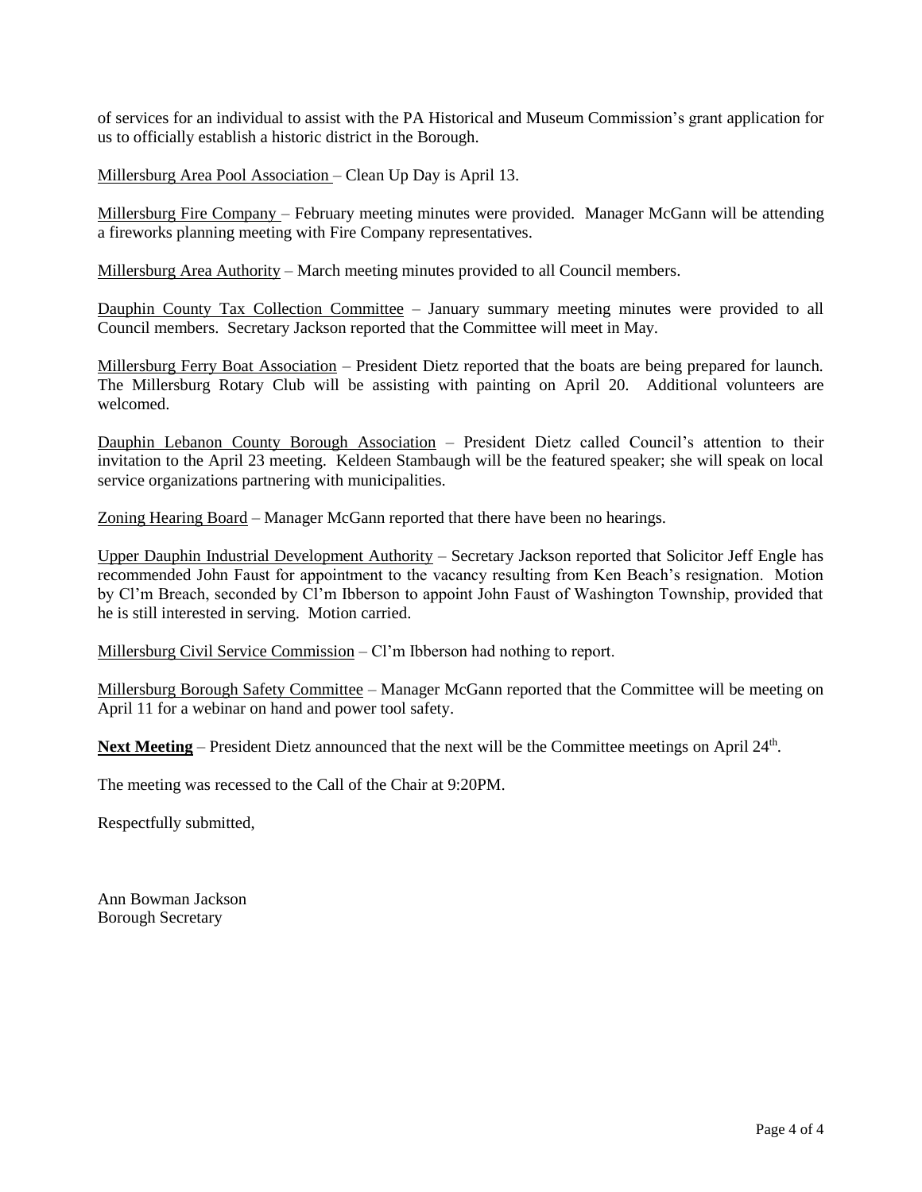of services for an individual to assist with the PA Historical and Museum Commission's grant application for us to officially establish a historic district in the Borough.

Millersburg Area Pool Association – Clean Up Day is April 13.

Millersburg Fire Company – February meeting minutes were provided. Manager McGann will be attending a fireworks planning meeting with Fire Company representatives.

Millersburg Area Authority – March meeting minutes provided to all Council members.

Dauphin County Tax Collection Committee – January summary meeting minutes were provided to all Council members. Secretary Jackson reported that the Committee will meet in May.

Millersburg Ferry Boat Association – President Dietz reported that the boats are being prepared for launch. The Millersburg Rotary Club will be assisting with painting on April 20. Additional volunteers are welcomed.

Dauphin Lebanon County Borough Association – President Dietz called Council's attention to their invitation to the April 23 meeting. Keldeen Stambaugh will be the featured speaker; she will speak on local service organizations partnering with municipalities.

Zoning Hearing Board – Manager McGann reported that there have been no hearings.

Upper Dauphin Industrial Development Authority – Secretary Jackson reported that Solicitor Jeff Engle has recommended John Faust for appointment to the vacancy resulting from Ken Beach's resignation. Motion by Cl'm Breach, seconded by Cl'm Ibberson to appoint John Faust of Washington Township, provided that he is still interested in serving. Motion carried.

Millersburg Civil Service Commission – Cl'm Ibberson had nothing to report.

Millersburg Borough Safety Committee – Manager McGann reported that the Committee will be meeting on April 11 for a webinar on hand and power tool safety.

**Next Meeting** – President Dietz announced that the next will be the Committee meetings on April 24th.

The meeting was recessed to the Call of the Chair at 9:20PM.

Respectfully submitted,

Ann Bowman Jackson
Borough Secretary